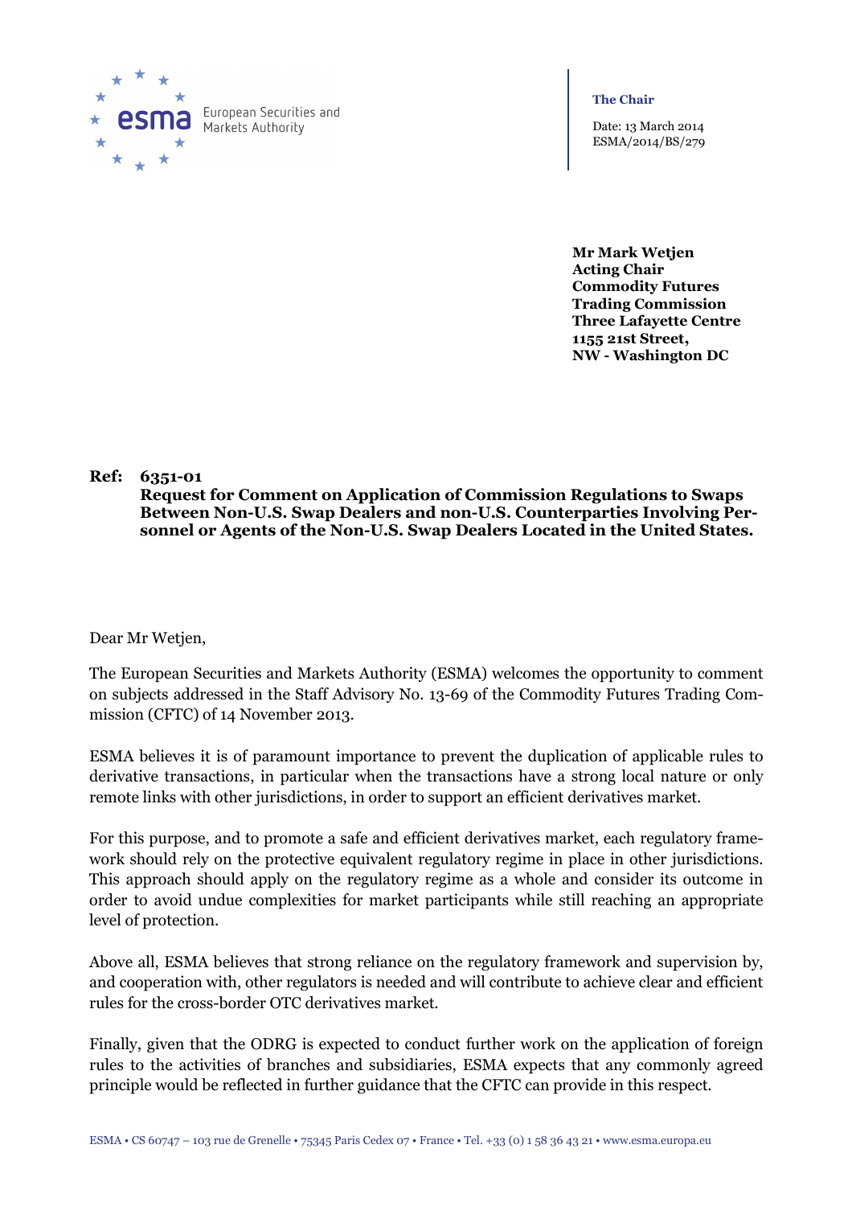European Securities and Markets Authority

**The Chair**

Date: 13 March 2014
ESMA/2014/BS/279

**Mr Mark Wetjen**
**Acting Chair**
**Commodity Futures Trading Commission**
**Three Lafayette Centre**
**1155 21st Street,**
**NW - Washington DC**

**Ref: 6351-01**
**Request for Comment on Application of Commission Regulations to Swaps Between Non-U.S. Swap Dealers and non-U.S. Counterparties Involving Personnel or Agents of the Non-U.S. Swap Dealers Located in the United States.**

Dear Mr Wetjen,

The European Securities and Markets Authority (ESMA) welcomes the opportunity to comment on subjects addressed in the Staff Advisory No. 13-69 of the Commodity Futures Trading Commission (CFTC) of 14 November 2013.

ESMA believes it is of paramount importance to prevent the duplication of applicable rules to derivative transactions, in particular when the transactions have a strong local nature or only remote links with other jurisdictions, in order to support an efficient derivatives market.

For this purpose, and to promote a safe and efficient derivatives market, each regulatory framework should rely on the protective equivalent regulatory regime in place in other jurisdictions. This approach should apply on the regulatory regime as a whole and consider its outcome in order to avoid undue complexities for market participants while still reaching an appropriate level of protection.

Above all, ESMA believes that strong reliance on the regulatory framework and supervision by, and cooperation with, other regulators is needed and will contribute to achieve clear and efficient rules for the cross-border OTC derivatives market.

Finally, given that the ODRG is expected to conduct further work on the application of foreign rules to the activities of branches and subsidiaries, ESMA expects that any commonly agreed principle would be reflected in further guidance that the CFTC can provide in this respect.

ESMA • CS 60747 – 103 rue de Grenelle • 75345 Paris Cedex 07 • France • Tel. +33 (0) 1 58 36 43 21 • www.esma.europa.eu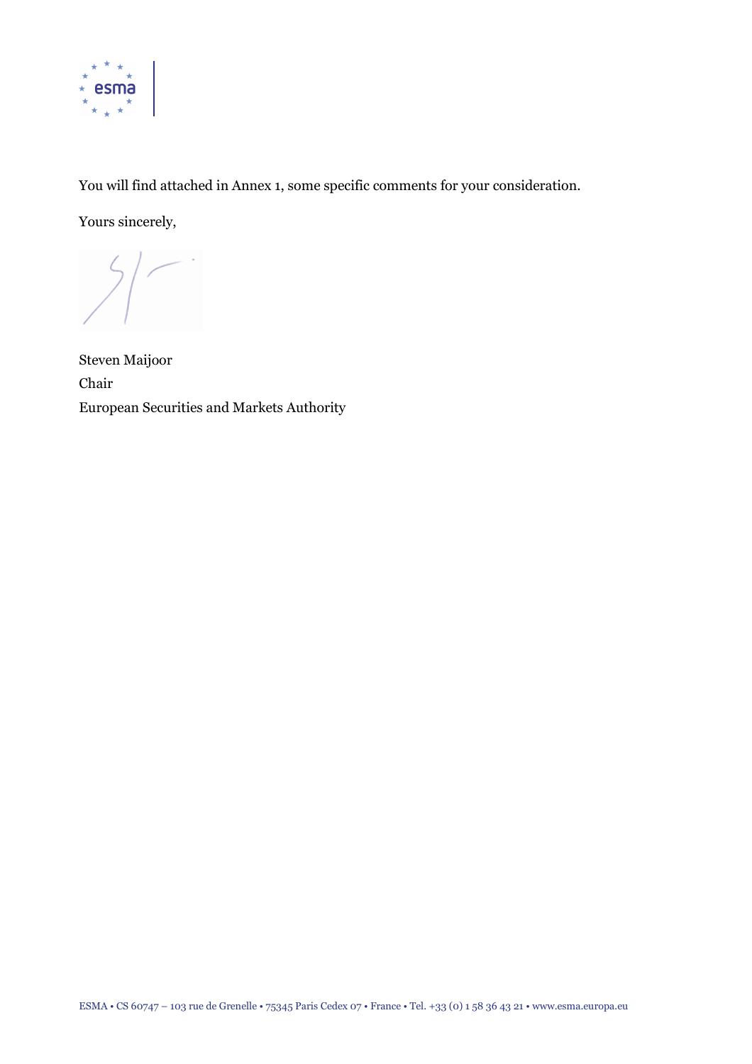You will find attached in Annex 1, some specific comments for your consideration.

Yours sincerely,

Steven Maijoor
Chair
European Securities and Markets Authority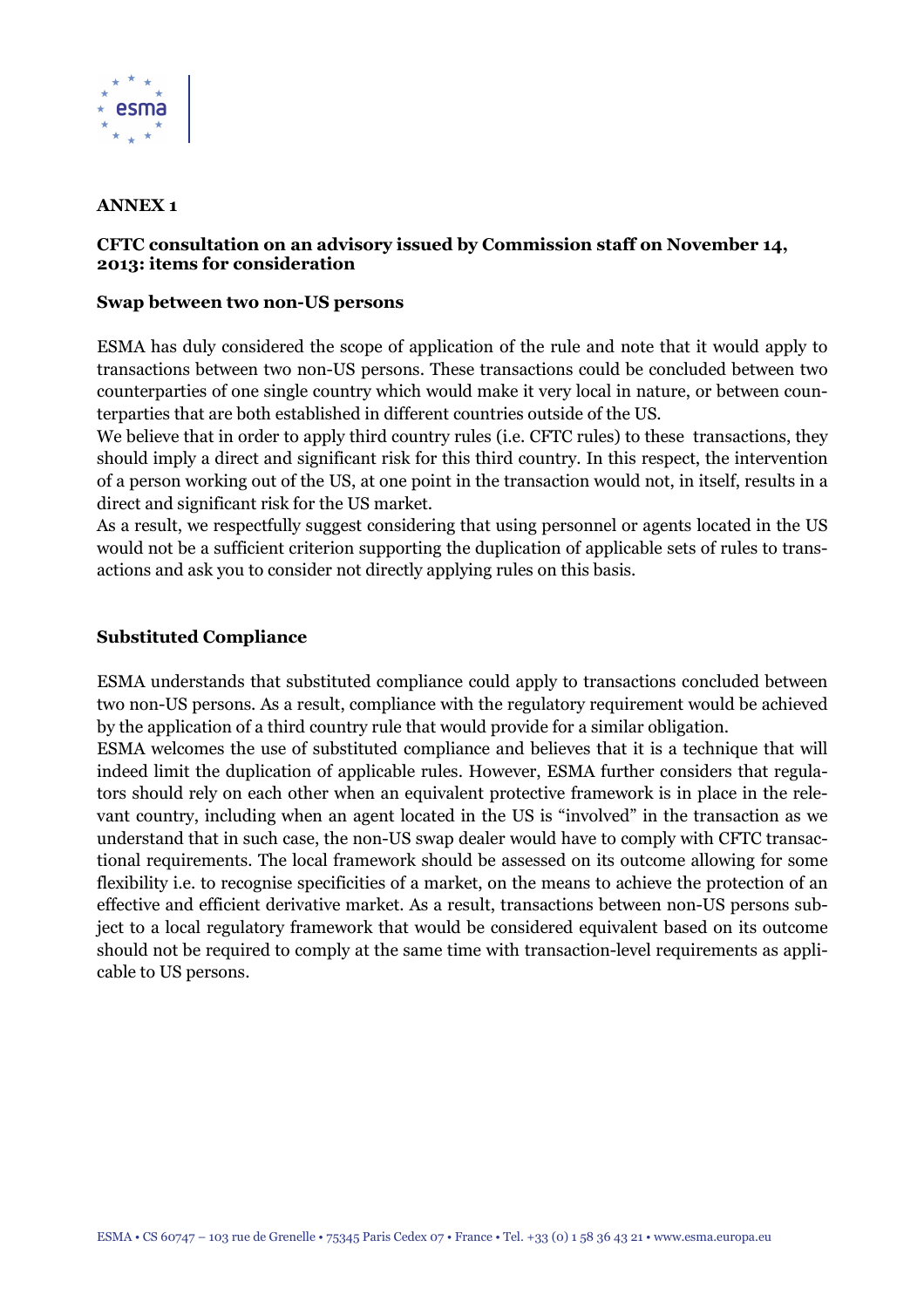## ANNEX 1

### CFTC consultation on an advisory issued by Commission staff on November 14, 2013: items for consideration

### Swap between two non-US persons

ESMA has duly considered the scope of application of the rule and note that it would apply to transactions between two non-US persons. These transactions could be concluded between two counterparties of one single country which would make it very local in nature, or between counterparties that are both established in different countries outside of the US.

We believe that in order to apply third country rules (i.e. CFTC rules) to these transactions, they should imply a direct and significant risk for this third country. In this respect, the intervention of a person working out of the US, at one point in the transaction would not, in itself, results in a direct and significant risk for the US market.

As a result, we respectfully suggest considering that using personnel or agents located in the US would not be a sufficient criterion supporting the duplication of applicable sets of rules to transactions and ask you to consider not directly applying rules on this basis.

### Substituted Compliance

ESMA understands that substituted compliance could apply to transactions concluded between two non-US persons. As a result, compliance with the regulatory requirement would be achieved by the application of a third country rule that would provide for a similar obligation.

ESMA welcomes the use of substituted compliance and believes that it is a technique that will indeed limit the duplication of applicable rules. However, ESMA further considers that regulators should rely on each other when an equivalent protective framework is in place in the relevant country, including when an agent located in the US is "involved" in the transaction as we understand that in such case, the non-US swap dealer would have to comply with CFTC transactional requirements. The local framework should be assessed on its outcome allowing for some flexibility i.e. to recognise specificities of a market, on the means to achieve the protection of an effective and efficient derivative market. As a result, transactions between non-US persons subject to a local regulatory framework that would be considered equivalent based on its outcome should not be required to comply at the same time with transaction-level requirements as applicable to US persons.